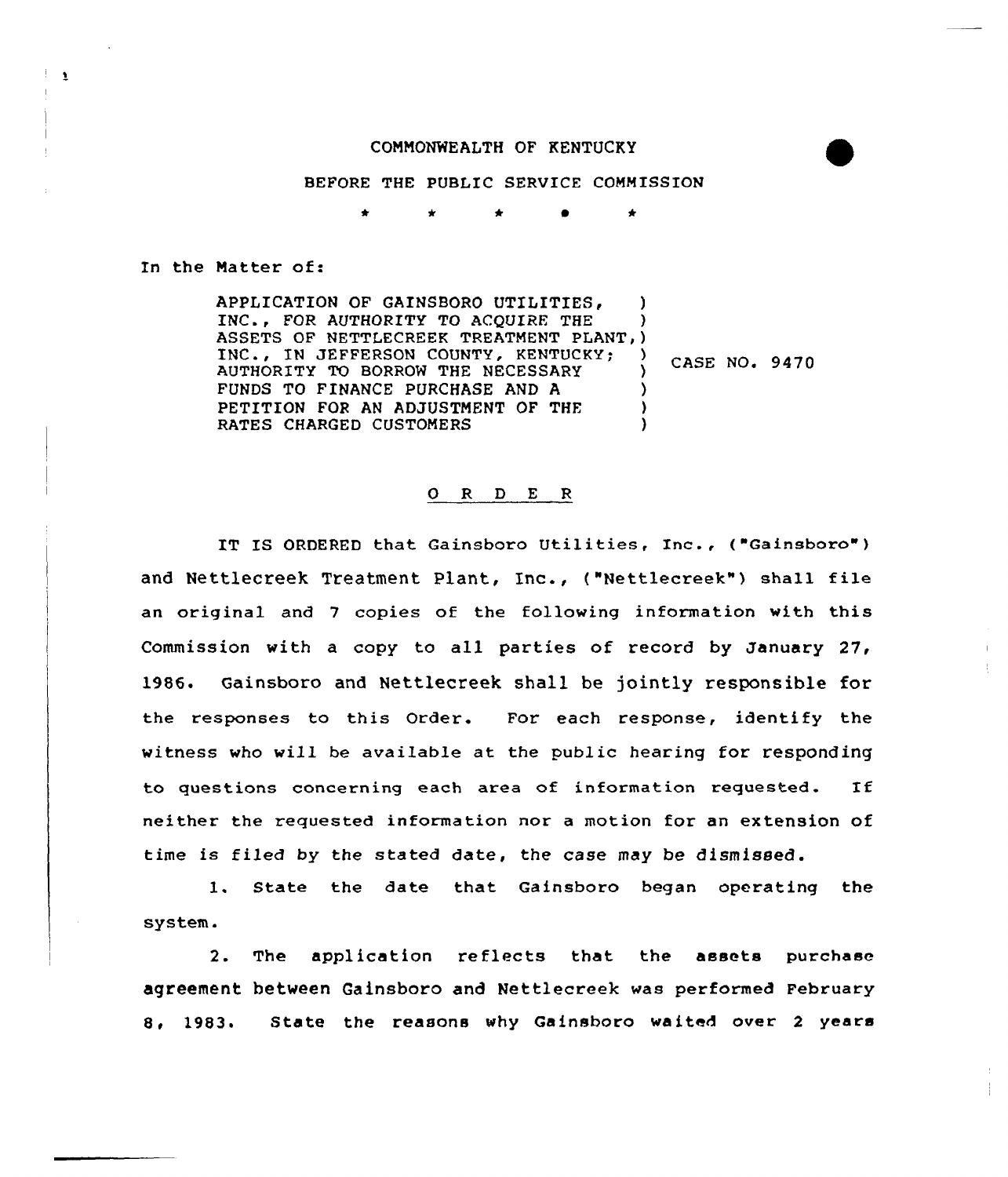COMMONWEALTH OF KENTUCKY

BEFORE THE PUBLIC SERVICE COMMISSION

\* \* \* \* \*

In the Matter of:

| | |
|---|---|
| APPLICATION OF GAINSBORO UTILITIES, INC., FOR AUTHORITY TO ACQUIRE THE ASSETS OF NETTLECREEK TREATMENT PLANT, INC., IN JEFFERSON COUNTY, KENTUCKY; AUTHORITY TO BORROW THE NECESSARY FUNDS TO FINANCE PURCHASE AND A PETITION FOR AN ADJUSTMENT OF THE RATES CHARGED CUSTOMERS | CASE NO. 9470 |

## O R D E R

IT IS ORDERED that Gainsboro Utilities, Inc., ("Gainsboro") and Nettlecreek Treatment Plant, Inc., ("Nettlecreek") shall file an original and 7 copies of the following information with this Commission with a copy to all parties of record by January 27, 1986. Gainsboro and Nettlecreek shall be jointly responsible for the responses to this Order. For each response, identify the witness who will be available at the public hearing for responding to questions concerning each area of information requested. If neither the requested information nor a motion for an extension of time is filed by the stated date, the case may be dismissed.

1. State the date that Gainsboro began operating the system.

2. The application reflects that the assets purchase agreement between Gainsboro and Nettlecreek was performed February 8, 1983. State the reasons why Gainsboro waited over 2 years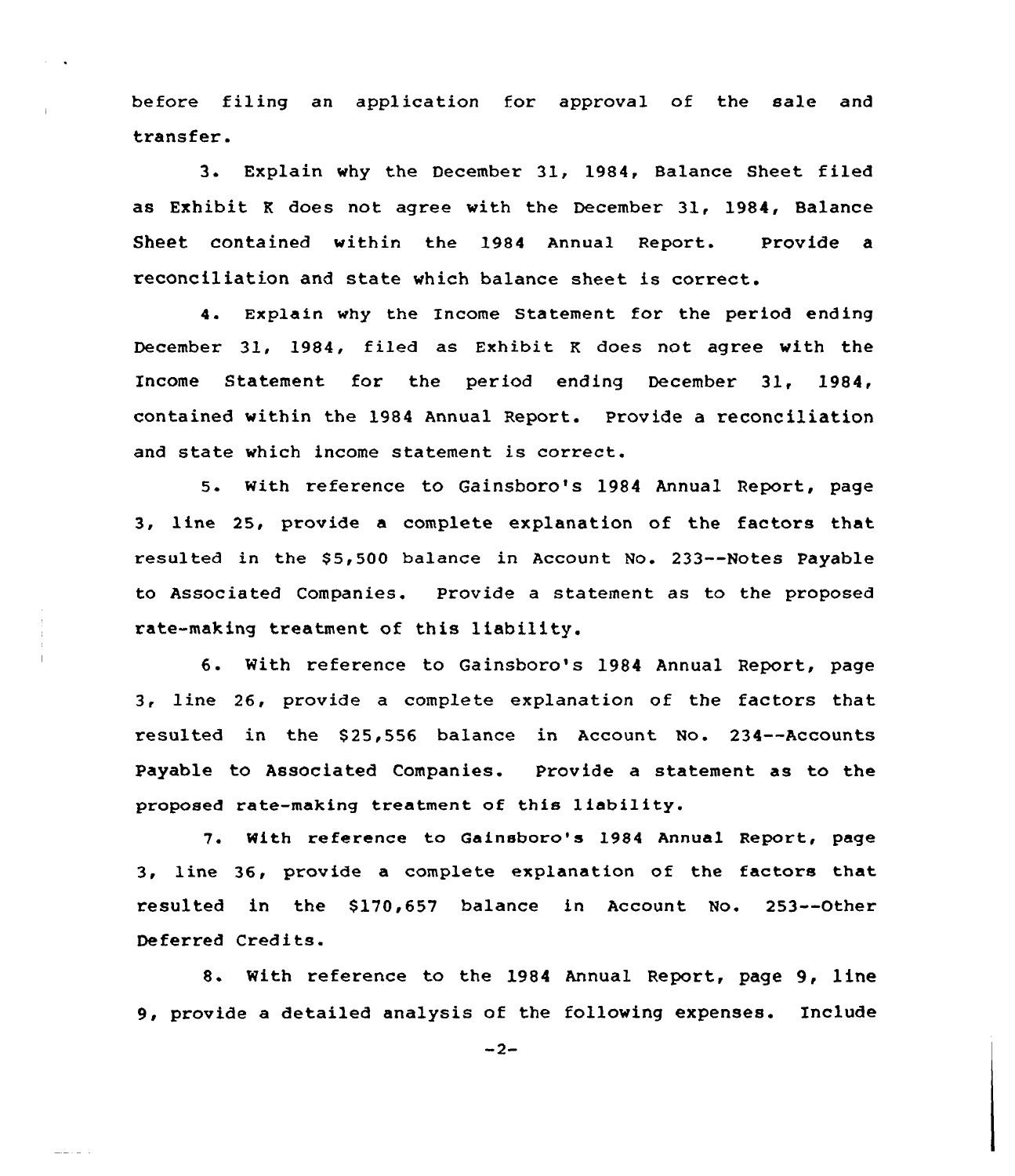before filing an application for approval of the sale and transfer.

3. Explain why the December 31, 1984, Balance Sheet filed as Exhibit K does not agree with the December 31, 1984, Balance Sheet contained within the 1984 Annual Report. Provide a reconciliation and state which balance sheet is correct.

4. Explain why the Income Statement for the period ending December 31, 1984, filed as Exhibit K does not agree with the Income Statement for the period ending December 31, 1984, contained within the 1984 Annual Report. Provide a reconciliation and state which income statement is correct.

5. With reference to Gainsboro's 1984 Annual Report, page 3, line 25, provide a complete explanation of the factors that resulted in the $5,500 balance in Account No. 233--Notes Payable to Associated Companies. Provide a statement as to the proposed rate-making treatment of this liability.

6. With reference to Gainsboro's 1984 Annual Report, page 3, line 26, provide a complete explanation of the factors that resulted in the $25,556 balance in Account No. 234--Accounts Payable to Associated Companies. Provide a statement as to the proposed rate-making treatment of this liability.

7. With reference to Gainsboro's 1984 Annual Report, page 3, line 36, provide a complete explanation of the factors that resulted in the $170,657 balance in Account No. 253--Other Deferred Credits.

8. With reference to the 1984 Annual Report, page 9, line 9, provide a detailed analysis of the following expenses. Include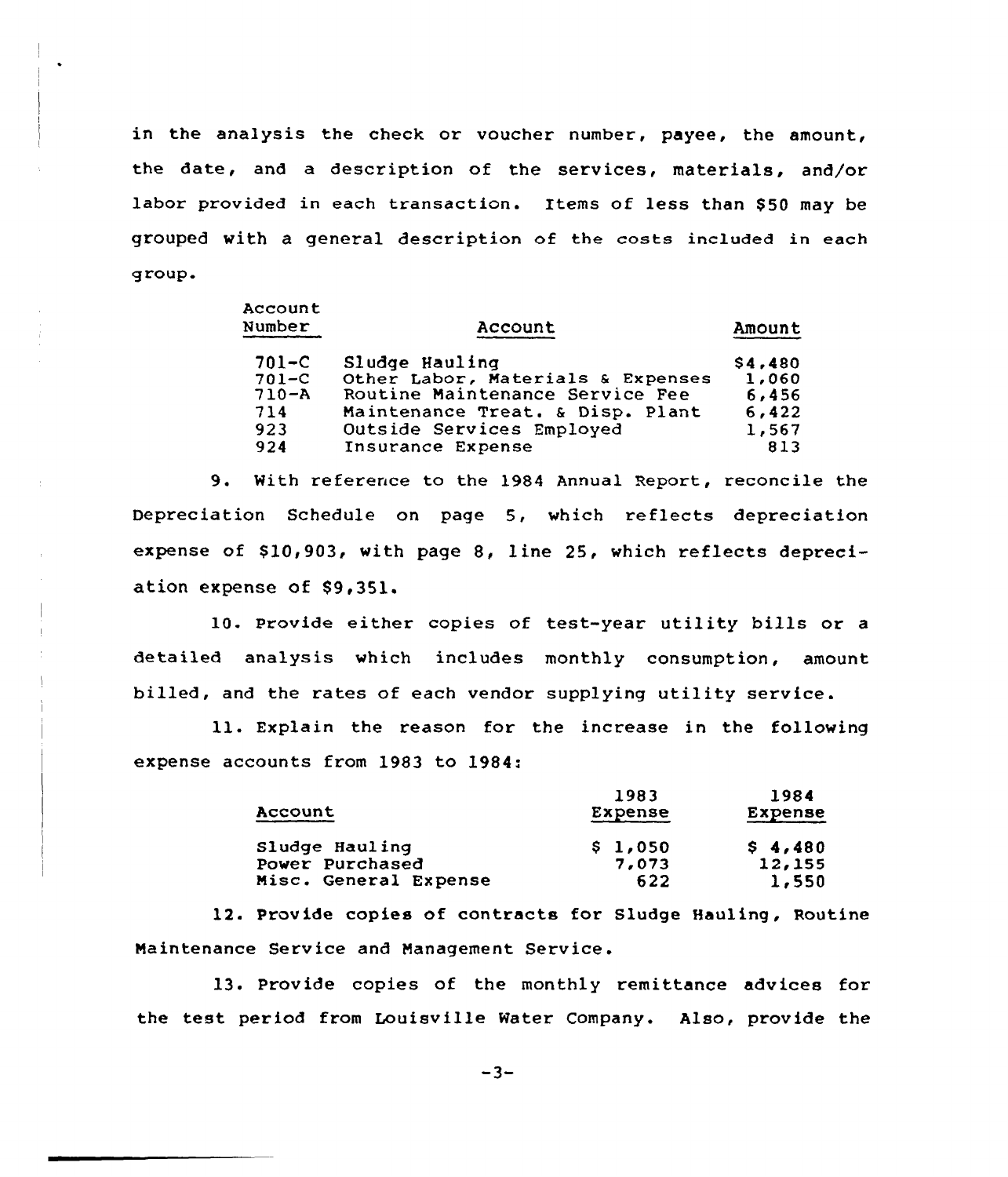in the analysis the check or voucher number, payee, the amount, the date, and a description of the services, materials, and/or labor provided in each transaction. Items of less than $50 may be grouped with a general description of the costs included in each group.

| Account Number | Account | Amount |
|---|---|---|
| 701-C | Sludge Hauling | $4,480 |
| 701-C | Other Labor, Materials & Expenses | 1,060 |
| 710-A | Routine Maintenance Service Fee | 6,456 |
| 714 | Maintenance Treat. & Disp. Plant | 6,422 |
| 923 | Outside Services Employed | 1,567 |
| 924 | Insurance Expense | 813 |

9. With reference to the 1984 Annual Report, reconcile the Depreciation Schedule on page 5, which reflects depreciation expense of $10,903, with page 8, line 25, which reflects depreciation expense of $9,351.

10. Provide either copies of test-year utility bills or a detailed analysis which includes monthly consumption, amount billed, and the rates of each vendor supplying utility service.

11. Explain the reason for the increase in the following expense accounts from 1983 to 1984:

| Account | 1983 Expense | 1984 Expense |
|---|---|---|
| Sludge Hauling | $ 1,050 | $ 4,480 |
| Power Purchased | 7,073 | 12,155 |
| Misc. General Expense | 622 | 1,550 |

12. Provide copies of contracts for Sludge Hauling, Routine Maintenance Service and Management Service.

13. Provide copies of the monthly remittance advices for the test period from Louisville Water Company. Also, provide the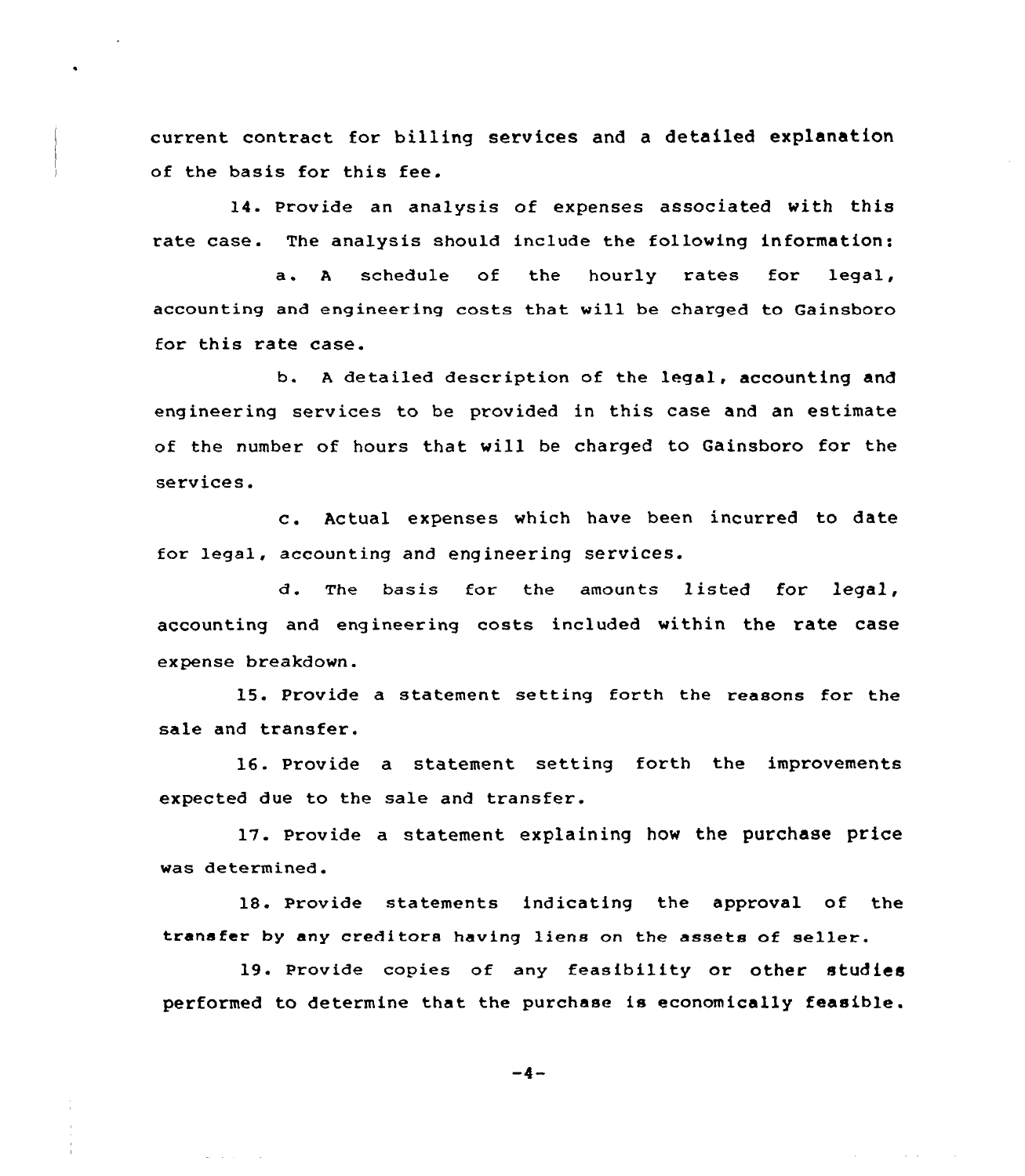current contract for billing services and a detailed explanation of the basis for this fee.

14. Provide an analysis of expenses associated with this rate case. The analysis should include the following information:

a. A schedule of the hourly rates for legal, accounting and engineering costs that will be charged to Gainsboro for this rate case.

b. A detailed description of the legal, accounting and engineering services to be provided in this case and an estimate of the number of hours that will be charged to Gainsboro for the services.

c. Actual expenses which have been incurred to date for legal, accounting and engineering services.

d. The basis for the amounts listed for legal, accounting and engineering costs included within the rate case expense breakdown.

15. Provide a statement setting forth the reasons for the sale and transfer.

16. Provide a statement setting forth the improvements expected due to the sale and transfer.

17. Provide a statement explaining how the purchase price was determined.

18. Provide statements indicating the approval of the transfer by any creditors having liens on the assets of seller.

19. Provide copies of any feasibility or other studies performed to determine that the purchase is economically feasible.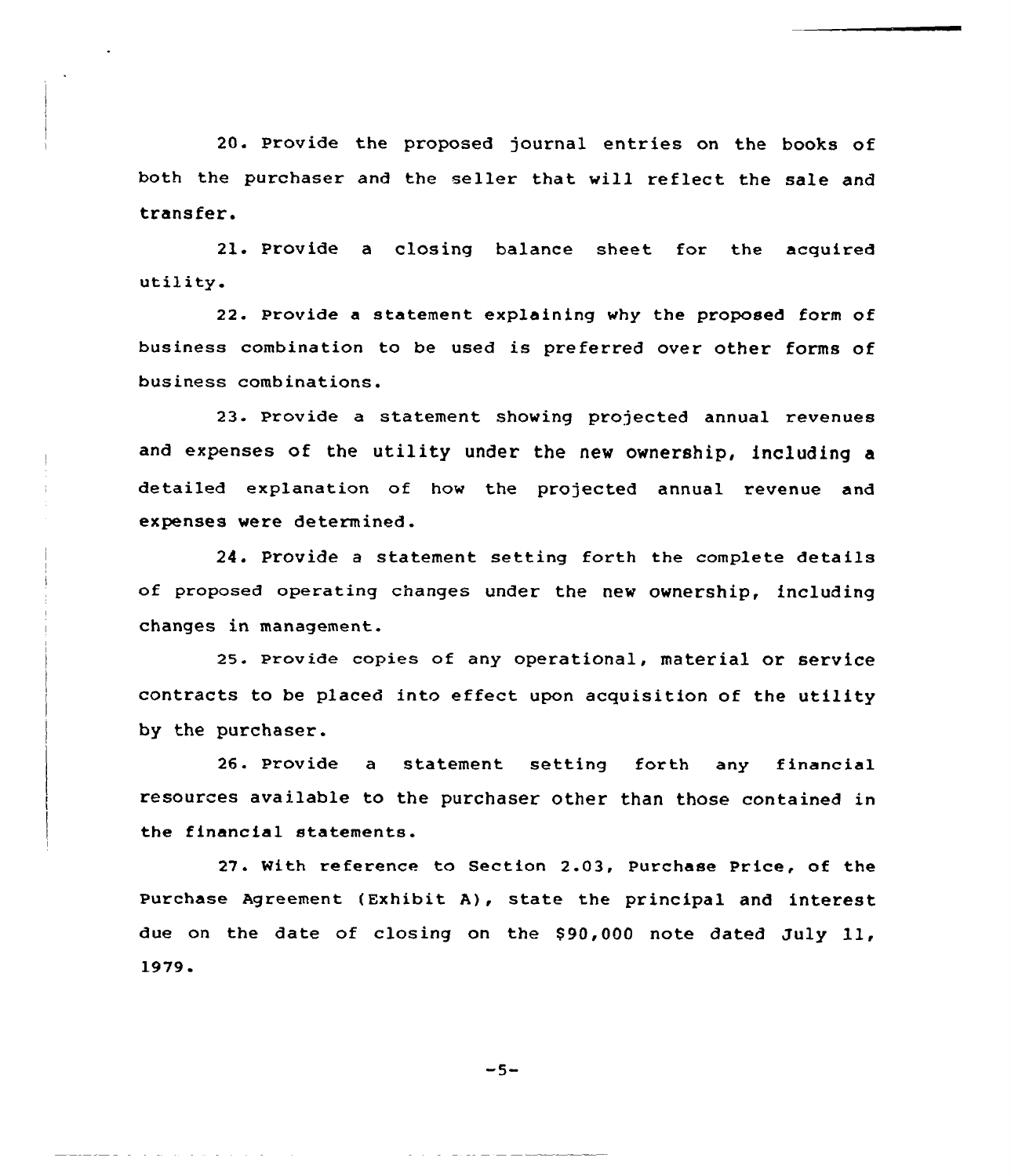20. Provide the proposed journal entries on the books of both the purchaser and the seller that will reflect the sale and transfer.

21. Provide a closing balance sheet for the acquired utility.

22. Provide a statement explaining why the proposed form of business combination to be used is preferred over other forms of business combinations.

23. Provide a statement showing projected annual revenues and expenses of the utility under the new ownership, including a detailed explanation of how the projected annual revenue and expenses were determined.

24. Provide a statement setting forth the complete details of proposed operating changes under the new ownership, including changes in management.

25. Provide copies of any operational, material or service contracts to be placed into effect upon acquisition of the utility by the purchaser.

26. Provide a statement setting forth any financial resources available to the purchaser other than those contained in the financial statements.

27. With reference to Section 2.03, Purchase Price, of the Purchase Agreement (Exhibit A), state the principal and interest due on the date of closing on the $90,000 note dated July 11, 1979.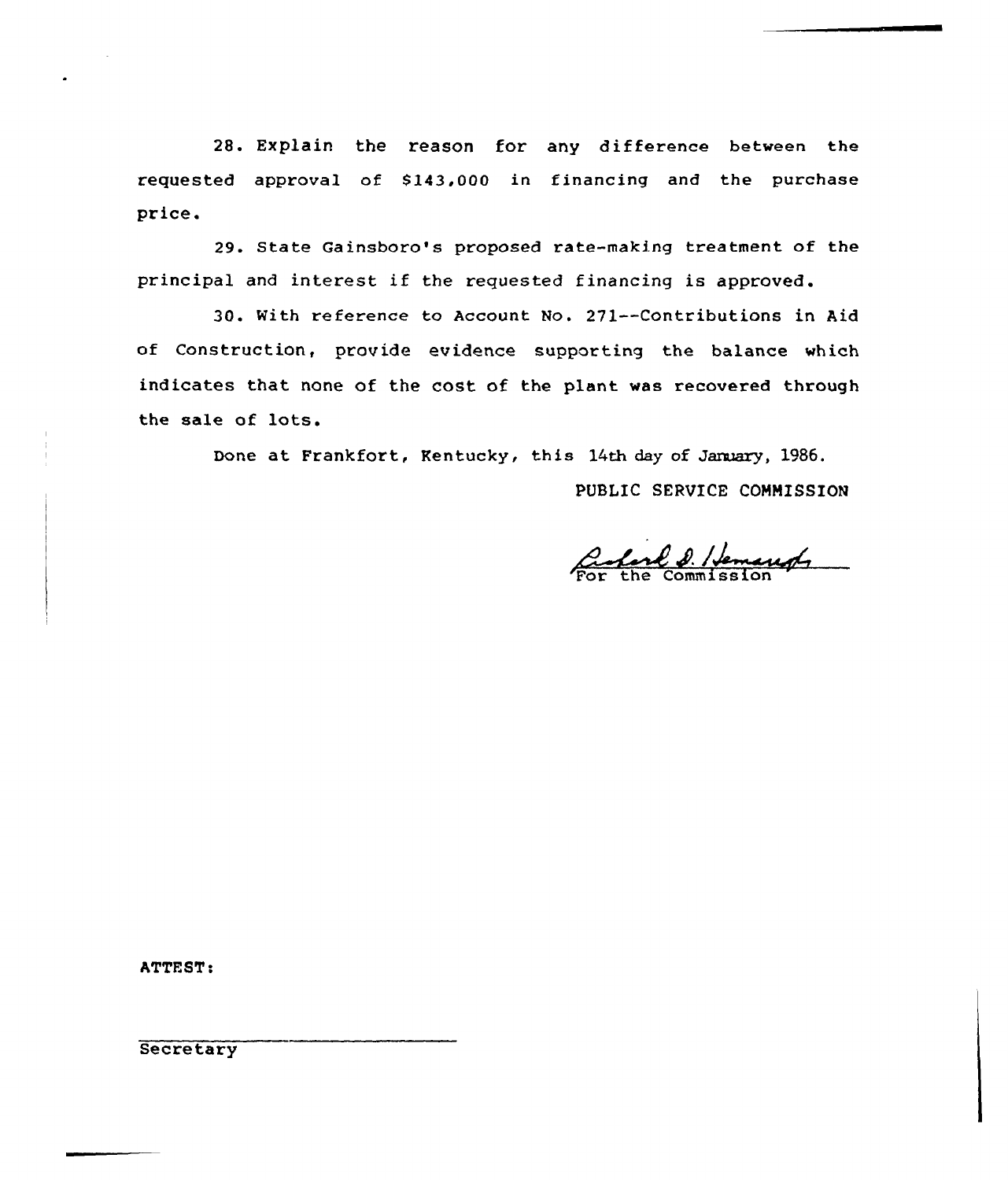28. Explain the reason for any difference between the requested approval of $143,000 in financing and the purchase price.

29. State Gainsboro's proposed rate-making treatment of the principal and interest if the requested financing is approved.

30. With reference to Account No. 271--Contributions in Aid of Construction, provide evidence supporting the balance which indicates that none of the cost of the plant was recovered through the sale of lots.

Done at Frankfort, Kentucky, this 14th day of January, 1986.

PUBLIC SERVICE COMMISSION

For the Commission

ATTEST:

Secretary